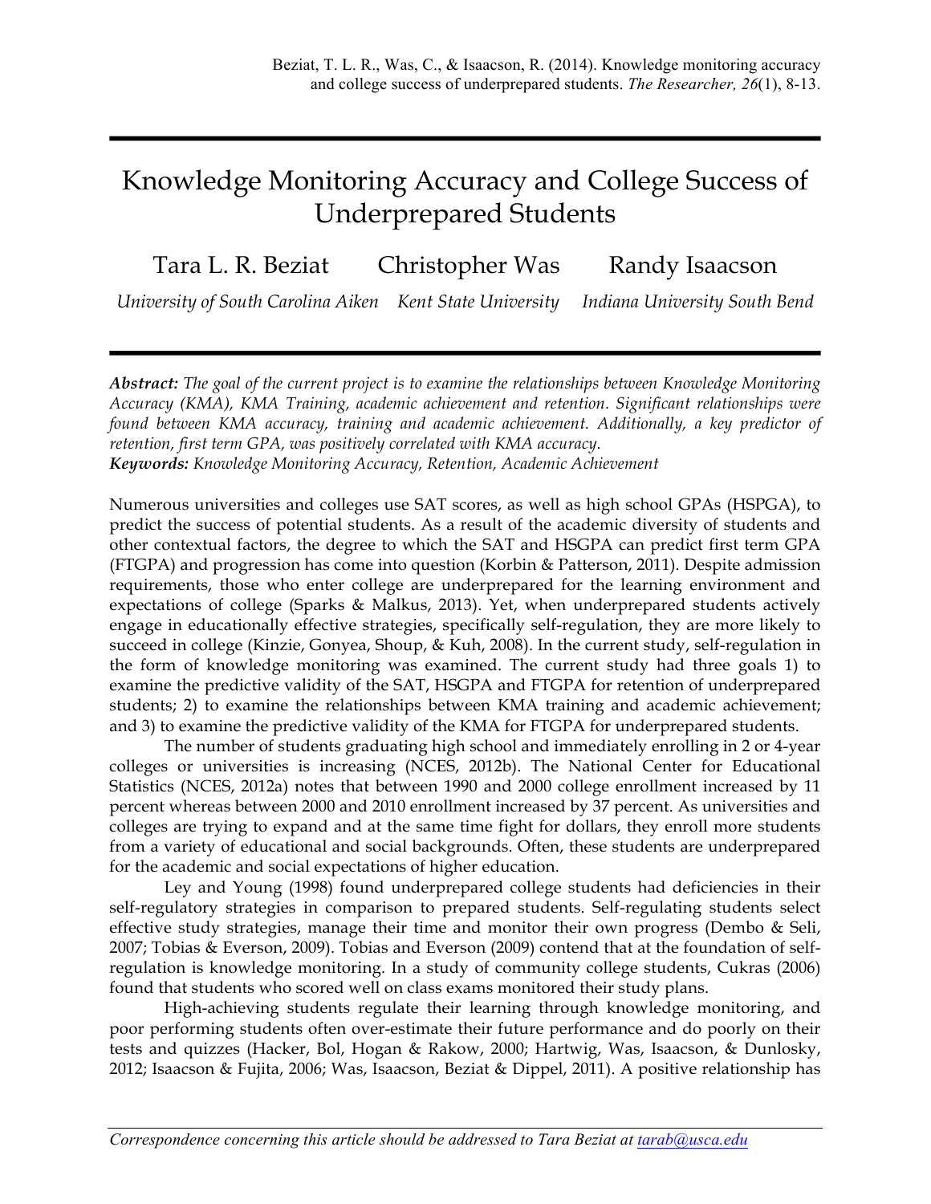Beziat, T. L. R., Was, C., & Isaacson, R. (2014). Knowledge monitoring accuracy and college success of underprepared students. *The Researcher, 26*(1), 8-13.

# Knowledge Monitoring Accuracy and College Success of Underprepared Students

Tara L. R. Beziat — *University of South Carolina Aiken*

Christopher Was — *Kent State University*

Randy Isaacson — *Indiana University South Bend*

***Abstract:*** *The goal of the current project is to examine the relationships between Knowledge Monitoring Accuracy (KMA), KMA Training, academic achievement and retention. Significant relationships were found between KMA accuracy, training and academic achievement. Additionally, a key predictor of retention, first term GPA, was positively correlated with KMA accuracy.*

***Keywords:*** *Knowledge Monitoring Accuracy, Retention, Academic Achievement*

Numerous universities and colleges use SAT scores, as well as high school GPAs (HSPGA), to predict the success of potential students. As a result of the academic diversity of students and other contextual factors, the degree to which the SAT and HSGPA can predict first term GPA (FTGPA) and progression has come into question (Korbin & Patterson, 2011). Despite admission requirements, those who enter college are underprepared for the learning environment and expectations of college (Sparks & Malkus, 2013). Yet, when underprepared students actively engage in educationally effective strategies, specifically self-regulation, they are more likely to succeed in college (Kinzie, Gonyea, Shoup, & Kuh, 2008). In the current study, self-regulation in the form of knowledge monitoring was examined. The current study had three goals 1) to examine the predictive validity of the SAT, HSGPA and FTGPA for retention of underprepared students; 2) to examine the relationships between KMA training and academic achievement; and 3) to examine the predictive validity of the KMA for FTGPA for underprepared students.

The number of students graduating high school and immediately enrolling in 2 or 4-year colleges or universities is increasing (NCES, 2012b). The National Center for Educational Statistics (NCES, 2012a) notes that between 1990 and 2000 college enrollment increased by 11 percent whereas between 2000 and 2010 enrollment increased by 37 percent. As universities and colleges are trying to expand and at the same time fight for dollars, they enroll more students from a variety of educational and social backgrounds. Often, these students are underprepared for the academic and social expectations of higher education.

Ley and Young (1998) found underprepared college students had deficiencies in their self-regulatory strategies in comparison to prepared students. Self-regulating students select effective study strategies, manage their time and monitor their own progress (Dembo & Seli, 2007; Tobias & Everson, 2009). Tobias and Everson (2009) contend that at the foundation of self-regulation is knowledge monitoring. In a study of community college students, Cukras (2006) found that students who scored well on class exams monitored their study plans.

High-achieving students regulate their learning through knowledge monitoring, and poor performing students often over-estimate their future performance and do poorly on their tests and quizzes (Hacker, Bol, Hogan & Rakow, 2000; Hartwig, Was, Isaacson, & Dunlosky, 2012; Isaacson & Fujita, 2006; Was, Isaacson, Beziat & Dippel, 2011). A positive relationship has

*Correspondence concerning this article should be addressed to Tara Beziat at tarab@usca.edu*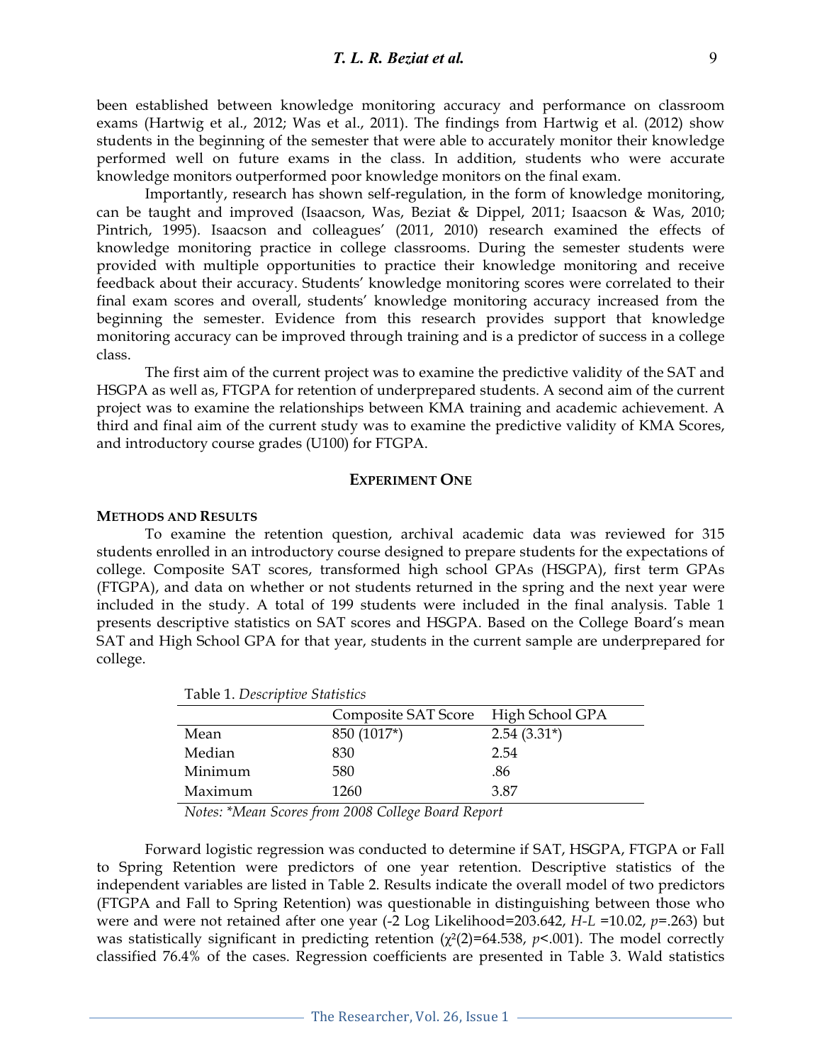been established between knowledge monitoring accuracy and performance on classroom exams (Hartwig et al., 2012; Was et al., 2011). The findings from Hartwig et al. (2012) show students in the beginning of the semester that were able to accurately monitor their knowledge performed well on future exams in the class. In addition, students who were accurate knowledge monitors outperformed poor knowledge monitors on the final exam.

Importantly, research has shown self-regulation, in the form of knowledge monitoring, can be taught and improved (Isaacson, Was, Beziat & Dippel, 2011; Isaacson & Was, 2010; Pintrich, 1995). Isaacson and colleagues' (2011, 2010) research examined the effects of knowledge monitoring practice in college classrooms. During the semester students were provided with multiple opportunities to practice their knowledge monitoring and receive feedback about their accuracy. Students' knowledge monitoring scores were correlated to their final exam scores and overall, students' knowledge monitoring accuracy increased from the beginning the semester. Evidence from this research provides support that knowledge monitoring accuracy can be improved through training and is a predictor of success in a college class.

The first aim of the current project was to examine the predictive validity of the SAT and HSGPA as well as, FTGPA for retention of underprepared students. A second aim of the current project was to examine the relationships between KMA training and academic achievement. A third and final aim of the current study was to examine the predictive validity of KMA Scores, and introductory course grades (U100) for FTGPA.

## EXPERIMENT ONE

### METHODS AND RESULTS

To examine the retention question, archival academic data was reviewed for 315 students enrolled in an introductory course designed to prepare students for the expectations of college. Composite SAT scores, transformed high school GPAs (HSGPA), first term GPAs (FTGPA), and data on whether or not students returned in the spring and the next year were included in the study. A total of 199 students were included in the final analysis. Table 1 presents descriptive statistics on SAT scores and HSGPA. Based on the College Board's mean SAT and High School GPA for that year, students in the current sample are underprepared for college.

Table 1. *Descriptive Statistics*

| | Composite SAT Score | High School GPA |
|---|---|---|
| Mean | 850 (1017*) | 2.54 (3.31*) |
| Median | 830 | 2.54 |
| Minimum | 580 | .86 |
| Maximum | 1260 | 3.87 |

*Notes: *Mean Scores from 2008 College Board Report*

Forward logistic regression was conducted to determine if SAT, HSGPA, FTGPA or Fall to Spring Retention were predictors of one year retention. Descriptive statistics of the independent variables are listed in Table 2. Results indicate the overall model of two predictors (FTGPA and Fall to Spring Retention) was questionable in distinguishing between those who were and were not retained after one year (-2 Log Likelihood=203.642, $H\text{-}L$ =10.02, $p$=.263) but was statistically significant in predicting retention ($\chi^2(2)$=64.538, $p$<.001). The model correctly classified 76.4% of the cases. Regression coefficients are presented in Table 3. Wald statistics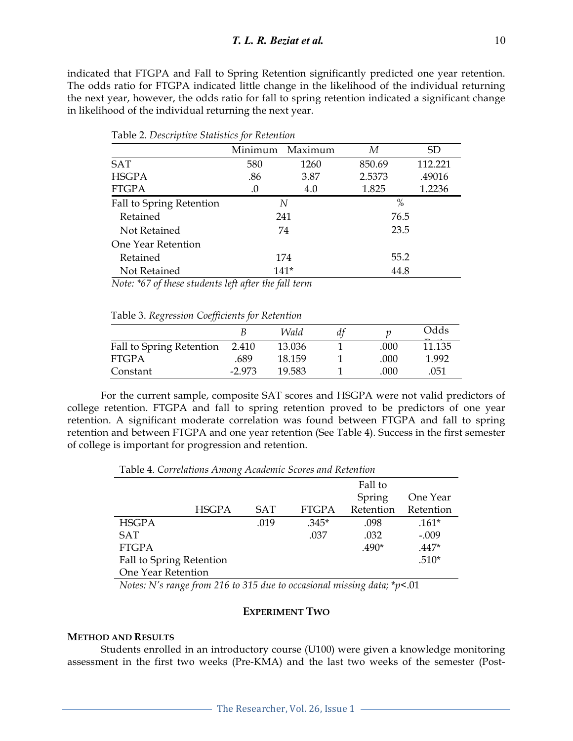indicated that FTGPA and Fall to Spring Retention significantly predicted one year retention. The odds ratio for FTGPA indicated little change in the likelihood of the individual returning the next year, however, the odds ratio for fall to spring retention indicated a significant change in likelihood of the individual returning the next year.

Table 2. *Descriptive Statistics for Retention*

| | Minimum | Maximum | *M* | SD |
|---|---|---|---|---|
| SAT | 580 | 1260 | 850.69 | 112.221 |
| HSGPA | .86 | 3.87 | 2.5373 | .49016 |
| FTGPA | .0 | 4.0 | 1.825 | 1.2236 |
| Fall to Spring Retention | *N* | | % | |
| Retained | 241 | | 76.5 | |
| Not Retained | 74 | | 23.5 | |
| One Year Retention | | | | |
| Retained | 174 | | 55.2 | |
| Not Retained | 141* | | 44.8 | |

*Note: *67 of these students left after the fall term*

Table 3. *Regression Coefficients for Retention*

| | *B* | *Wald* | *df* | *p* | Odds Ratio |
|---|---|---|---|---|---|
| Fall to Spring Retention | 2.410 | 13.036 | 1 | .000 | 11.135 |
| FTGPA | .689 | 18.159 | 1 | .000 | 1.992 |
| Constant | -2.973 | 19.583 | 1 | .000 | .051 |

For the current sample, composite SAT scores and HSGPA were not valid predictors of college retention. FTGPA and fall to spring retention proved to be predictors of one year retention. A significant moderate correlation was found between FTGPA and fall to spring retention and between FTGPA and one year retention (See Table 4). Success in the first semester of college is important for progression and retention.

Table 4. *Correlations Among Academic Scores and Retention*

| | HSGPA | SAT | FTGPA | Fall to Spring Retention | One Year Retention |
|---|---|---|---|---|---|
| HSGPA | | .019 | .345* | .098 | .161* |
| SAT | | | .037 | .032 | -.009 |
| FTGPA | | | | .490* | .447* |
| Fall to Spring Retention | | | | | .510* |
| One Year Retention | | | | | |

*Notes: N's range from 216 to 315 due to occasional missing data; *p<.01*

## Experiment Two

### Method and Results

Students enrolled in an introductory course (U100) were given a knowledge monitoring assessment in the first two weeks (Pre-KMA) and the last two weeks of the semester (Post-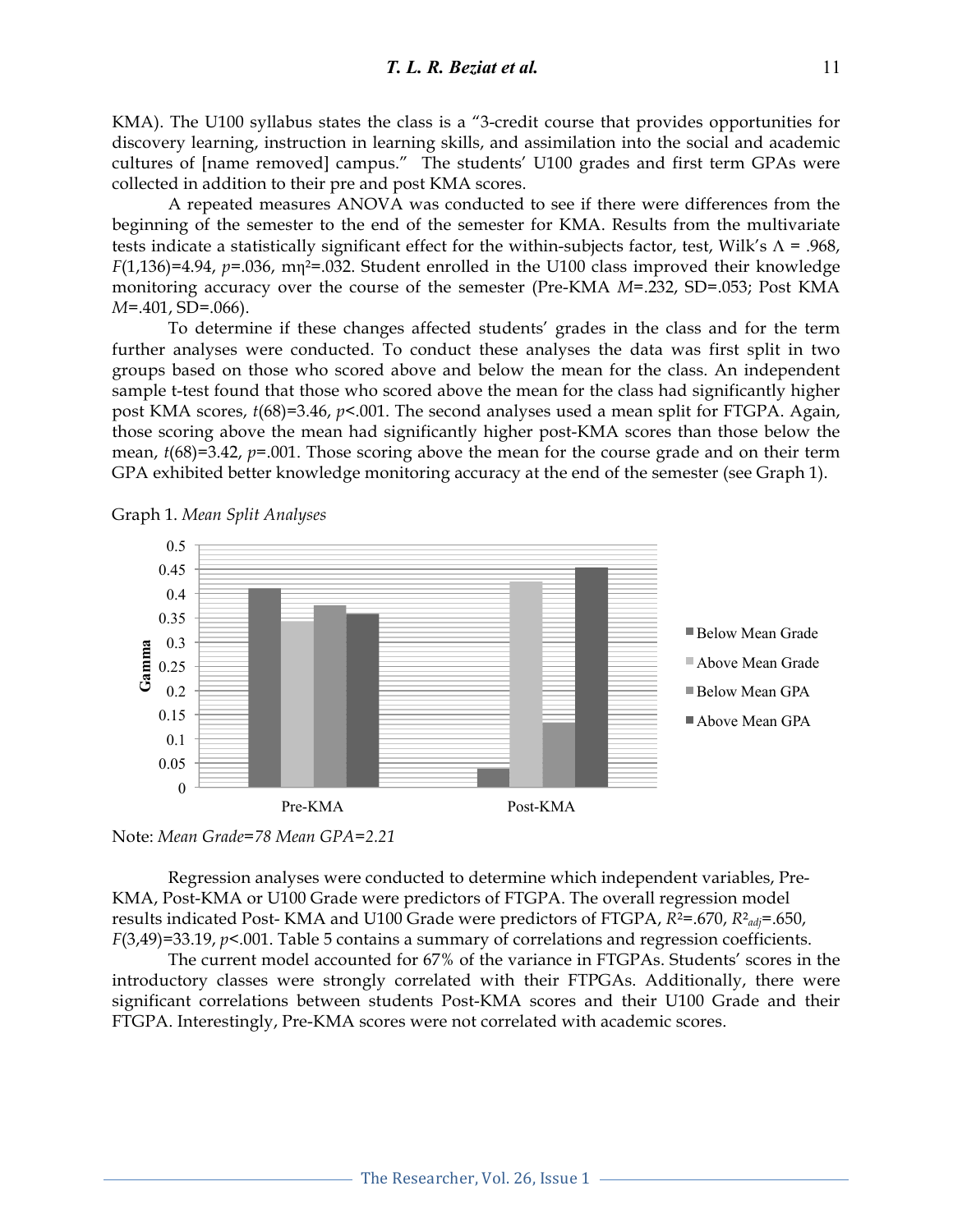KMA). The U100 syllabus states the class is a "3-credit course that provides opportunities for discovery learning, instruction in learning skills, and assimilation into the social and academic cultures of [name removed] campus." The students' U100 grades and first term GPAs were collected in addition to their pre and post KMA scores.

A repeated measures ANOVA was conducted to see if there were differences from the beginning of the semester to the end of the semester for KMA. Results from the multivariate tests indicate a statistically significant effect for the within-subjects factor, test, Wilk's $\Lambda$ = .968, $F(1,136)$=4.94, $p$=.036, m$\eta^2$=.032. Student enrolled in the U100 class improved their knowledge monitoring accuracy over the course of the semester (Pre-KMA $M$=.232, SD=.053; Post KMA $M$=.401, SD=.066).

To determine if these changes affected students' grades in the class and for the term further analyses were conducted. To conduct these analyses the data was first split in two groups based on those who scored above and below the mean for the class. An independent sample t-test found that those who scored above the mean for the class had significantly higher post KMA scores, $t(68)$=3.46, $p$<.001. The second analyses used a mean split for FTGPA. Again, those scoring above the mean had significantly higher post-KMA scores than those below the mean, $t(68)$=3.42, $p$=.001. Those scoring above the mean for the course grade and on their term GPA exhibited better knowledge monitoring accuracy at the end of the semester (see Graph 1).

Graph 1. *Mean Split Analyses*

Note: *Mean Grade=78 Mean GPA=2.21*

Regression analyses were conducted to determine which independent variables, Pre-KMA, Post-KMA or U100 Grade were predictors of FTGPA. The overall regression model results indicated Post- KMA and U100 Grade were predictors of FTGPA, $R^2$=.670, $R^2_{adj}$=.650, $F(3,49)$=33.19, $p$<.001. Table 5 contains a summary of correlations and regression coefficients.

The current model accounted for 67% of the variance in FTGPAs. Students' scores in the introductory classes were strongly correlated with their FTPGAs. Additionally, there were significant correlations between students Post-KMA scores and their U100 Grade and their FTGPA. Interestingly, Pre-KMA scores were not correlated with academic scores.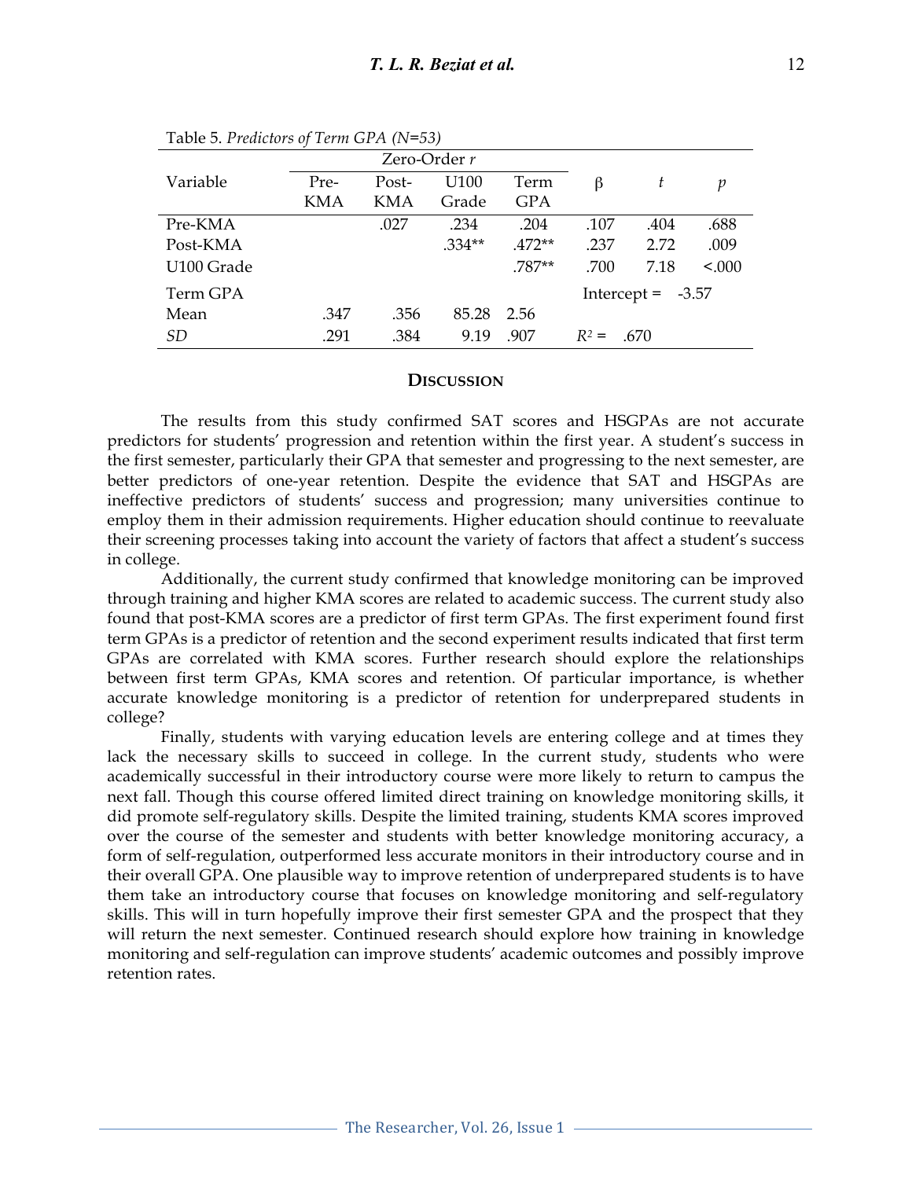Table 5. *Predictors of Term GPA (N=53)*

| Variable | Zero-Order *r* | | | | | | |
|---|---|---|---|---|---|---|---|
| | Pre-KMA | Post-KMA | U100 Grade | Term GPA | β | *t* | *p* |
| Pre-KMA | | .027 | .234 | .204 | .107 | .404 | .688 |
| Post-KMA | | | .334** | .472** | .237 | 2.72 | .009 |
| U100 Grade | | | | .787** | .700 | 7.18 | <.000 |
| Term GPA | | | | | Intercept = | -3.57 | |
| Mean | .347 | .356 | 85.28 | 2.56 | | | |
| *SD* | .291 | .384 | 9.19 | .907 | $R^2$ = | .670 | |

## Discussion

The results from this study confirmed SAT scores and HSGPAs are not accurate predictors for students' progression and retention within the first year. A student's success in the first semester, particularly their GPA that semester and progressing to the next semester, are better predictors of one-year retention. Despite the evidence that SAT and HSGPAs are ineffective predictors of students' success and progression; many universities continue to employ them in their admission requirements. Higher education should continue to reevaluate their screening processes taking into account the variety of factors that affect a student's success in college.

Additionally, the current study confirmed that knowledge monitoring can be improved through training and higher KMA scores are related to academic success. The current study also found that post-KMA scores are a predictor of first term GPAs. The first experiment found first term GPAs is a predictor of retention and the second experiment results indicated that first term GPAs are correlated with KMA scores. Further research should explore the relationships between first term GPAs, KMA scores and retention. Of particular importance, is whether accurate knowledge monitoring is a predictor of retention for underprepared students in college?

Finally, students with varying education levels are entering college and at times they lack the necessary skills to succeed in college. In the current study, students who were academically successful in their introductory course were more likely to return to campus the next fall. Though this course offered limited direct training on knowledge monitoring skills, it did promote self-regulatory skills. Despite the limited training, students KMA scores improved over the course of the semester and students with better knowledge monitoring accuracy, a form of self-regulation, outperformed less accurate monitors in their introductory course and in their overall GPA. One plausible way to improve retention of underprepared students is to have them take an introductory course that focuses on knowledge monitoring and self-regulatory skills. This will in turn hopefully improve their first semester GPA and the prospect that they will return the next semester. Continued research should explore how training in knowledge monitoring and self-regulation can improve students' academic outcomes and possibly improve retention rates.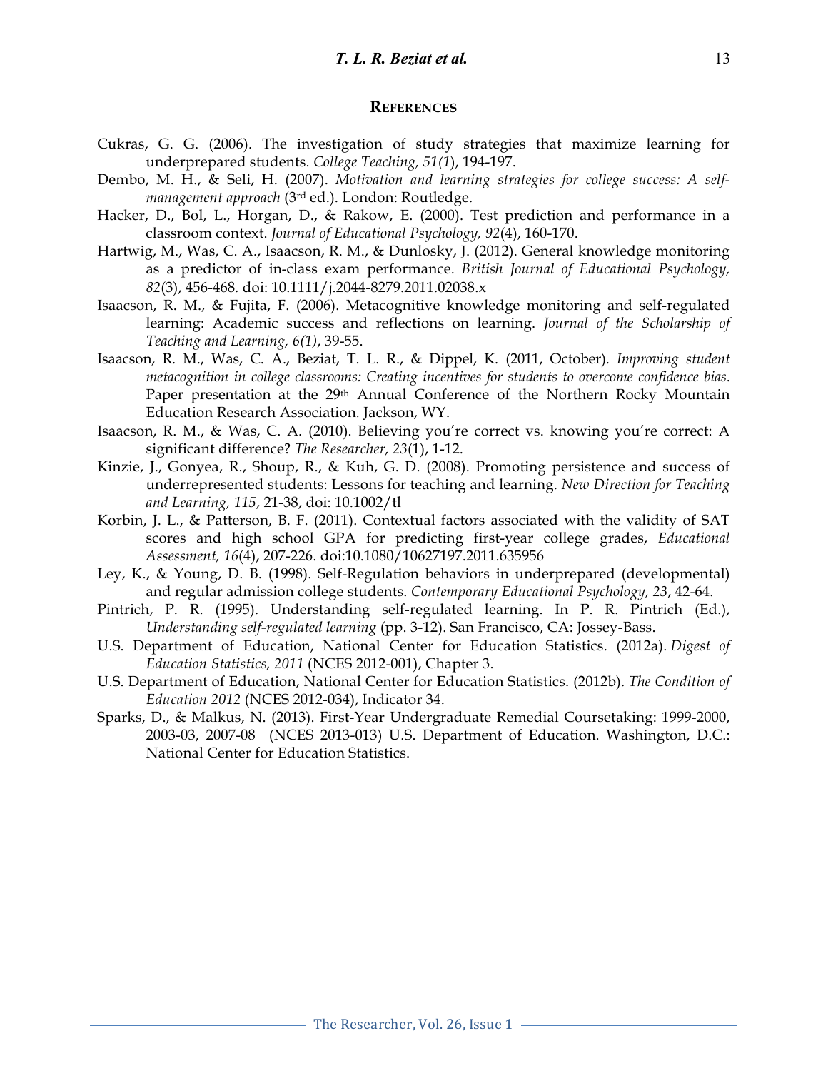## References

Cukras, G. G. (2006). The investigation of study strategies that maximize learning for underprepared students. *College Teaching, 51(1*), 194-197.

Dembo, M. H., & Seli, H. (2007). *Motivation and learning strategies for college success: A self-management approach* (3rd ed.). London: Routledge.

Hacker, D., Bol, L., Horgan, D., & Rakow, E. (2000). Test prediction and performance in a classroom context. *Journal of Educational Psychology, 92*(4), 160-170.

Hartwig, M., Was, C. A., Isaacson, R. M., & Dunlosky, J. (2012). General knowledge monitoring as a predictor of in-class exam performance. *British Journal of Educational Psychology, 82*(3), 456-468. doi: 10.1111/j.2044-8279.2011.02038.x

Isaacson, R. M., & Fujita, F. (2006). Metacognitive knowledge monitoring and self-regulated learning: Academic success and reflections on learning. *Journal of the Scholarship of Teaching and Learning, 6(1)*, 39-55.

Isaacson, R. M., Was, C. A., Beziat, T. L. R., & Dippel, K. (2011, October). *Improving student metacognition in college classrooms: Creating incentives for students to overcome confidence bias*. Paper presentation at the 29th Annual Conference of the Northern Rocky Mountain Education Research Association. Jackson, WY.

Isaacson, R. M., & Was, C. A. (2010). Believing you're correct vs. knowing you're correct: A significant difference? *The Researcher, 23*(1), 1-12.

Kinzie, J., Gonyea, R., Shoup, R., & Kuh, G. D. (2008). Promoting persistence and success of underrepresented students: Lessons for teaching and learning. *New Direction for Teaching and Learning, 115*, 21-38, doi: 10.1002/tl

Korbin, J. L., & Patterson, B. F. (2011). Contextual factors associated with the validity of SAT scores and high school GPA for predicting first-year college grades, *Educational Assessment, 16*(4), 207-226. doi:10.1080/10627197.2011.635956

Ley, K., & Young, D. B. (1998). Self-Regulation behaviors in underprepared (developmental) and regular admission college students. *Contemporary Educational Psychology, 23*, 42-64.

Pintrich, P. R. (1995). Understanding self-regulated learning. In P. R. Pintrich (Ed.), *Understanding self-regulated learning* (pp. 3-12). San Francisco, CA: Jossey-Bass.

U.S. Department of Education, National Center for Education Statistics. (2012a). *Digest of Education Statistics, 2011* (NCES 2012-001), Chapter 3.

U.S. Department of Education, National Center for Education Statistics. (2012b). *The Condition of Education 2012* (NCES 2012-034), Indicator 34.

Sparks, D., & Malkus, N. (2013). First-Year Undergraduate Remedial Coursetaking: 1999-2000, 2003-03, 2007-08 (NCES 2013-013) U.S. Department of Education. Washington, D.C.: National Center for Education Statistics.